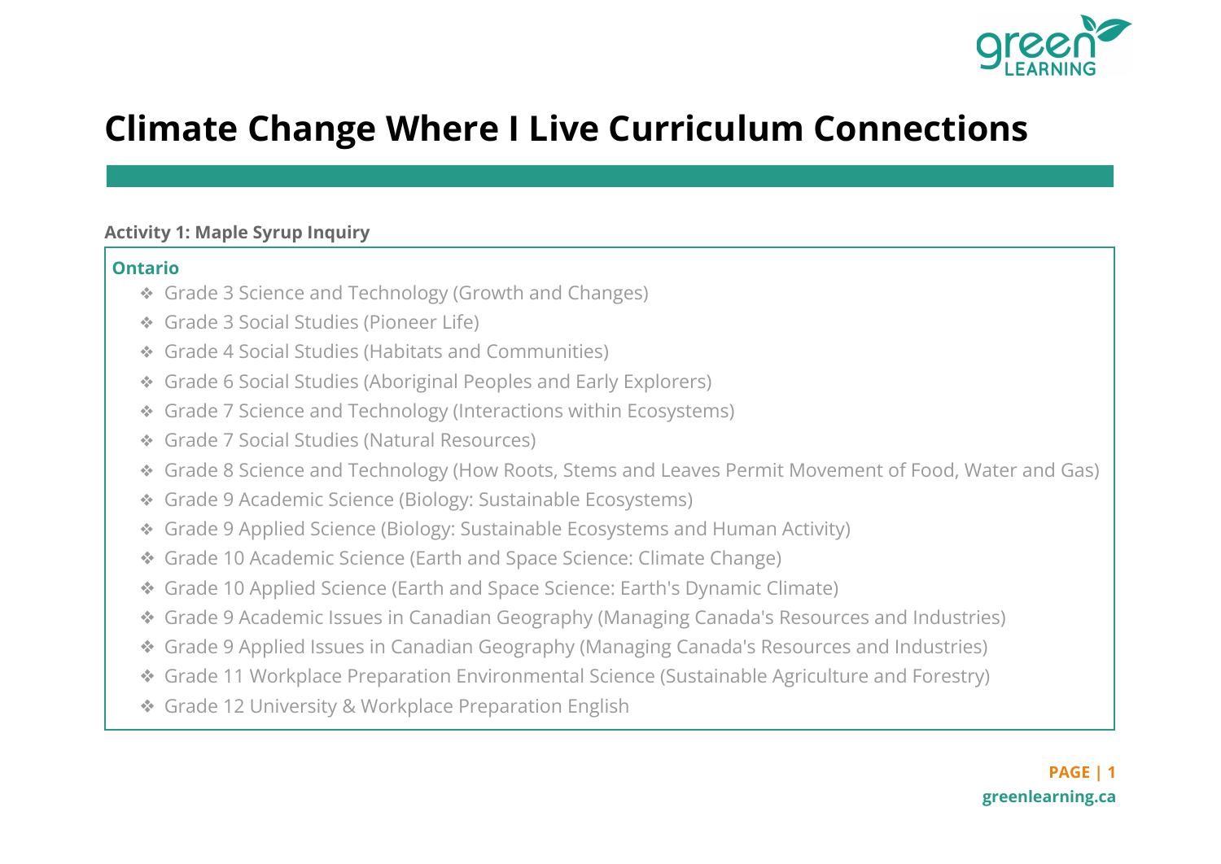# Climate Change Where I Live Curriculum Connections

**Activity 1: Maple Syrup Inquiry**

**Ontario**

- Grade 3 Science and Technology (Growth and Changes)
- Grade 3 Social Studies (Pioneer Life)
- Grade 4 Social Studies (Habitats and Communities)
- Grade 6 Social Studies (Aboriginal Peoples and Early Explorers)
- Grade 7 Science and Technology (Interactions within Ecosystems)
- Grade 7 Social Studies (Natural Resources)
- Grade 8 Science and Technology (How Roots, Stems and Leaves Permit Movement of Food, Water and Gas)
- Grade 9 Academic Science (Biology: Sustainable Ecosystems)
- Grade 9 Applied Science (Biology: Sustainable Ecosystems and Human Activity)
- Grade 10 Academic Science (Earth and Space Science: Climate Change)
- Grade 10 Applied Science (Earth and Space Science: Earth's Dynamic Climate)
- Grade 9 Academic Issues in Canadian Geography (Managing Canada's Resources and Industries)
- Grade 9 Applied Issues in Canadian Geography (Managing Canada's Resources and Industries)
- Grade 11 Workplace Preparation Environmental Science (Sustainable Agriculture and Forestry)
- Grade 12 University & Workplace Preparation English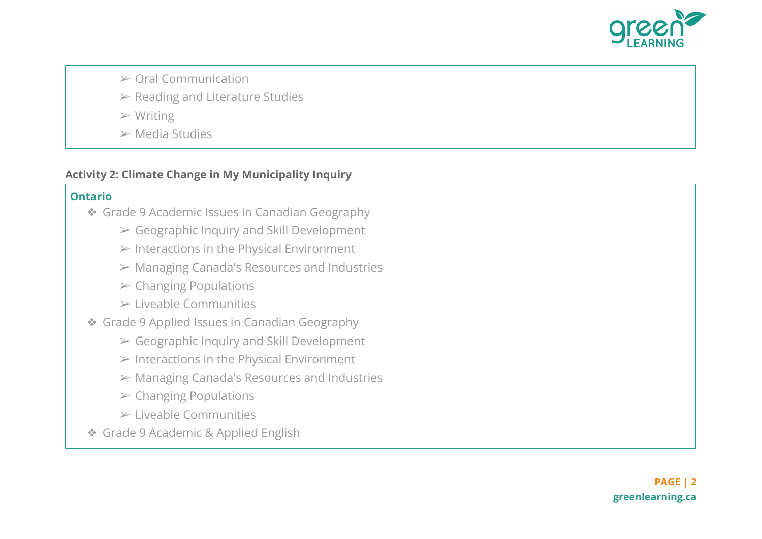- Oral Communication
- Reading and Literature Studies
- Writing
- Media Studies

**Activity 2: Climate Change in My Municipality Inquiry**

**Ontario**

- Grade 9 Academic Issues in Canadian Geography
  - Geographic Inquiry and Skill Development
  - Interactions in the Physical Environment
  - Managing Canada's Resources and Industries
  - Changing Populations
  - Liveable Communities
- Grade 9 Applied Issues in Canadian Geography
  - Geographic Inquiry and Skill Development
  - Interactions in the Physical Environment
  - Managing Canada's Resources and Industries
  - Changing Populations
  - Liveable Communities
- Grade 9 Academic & Applied English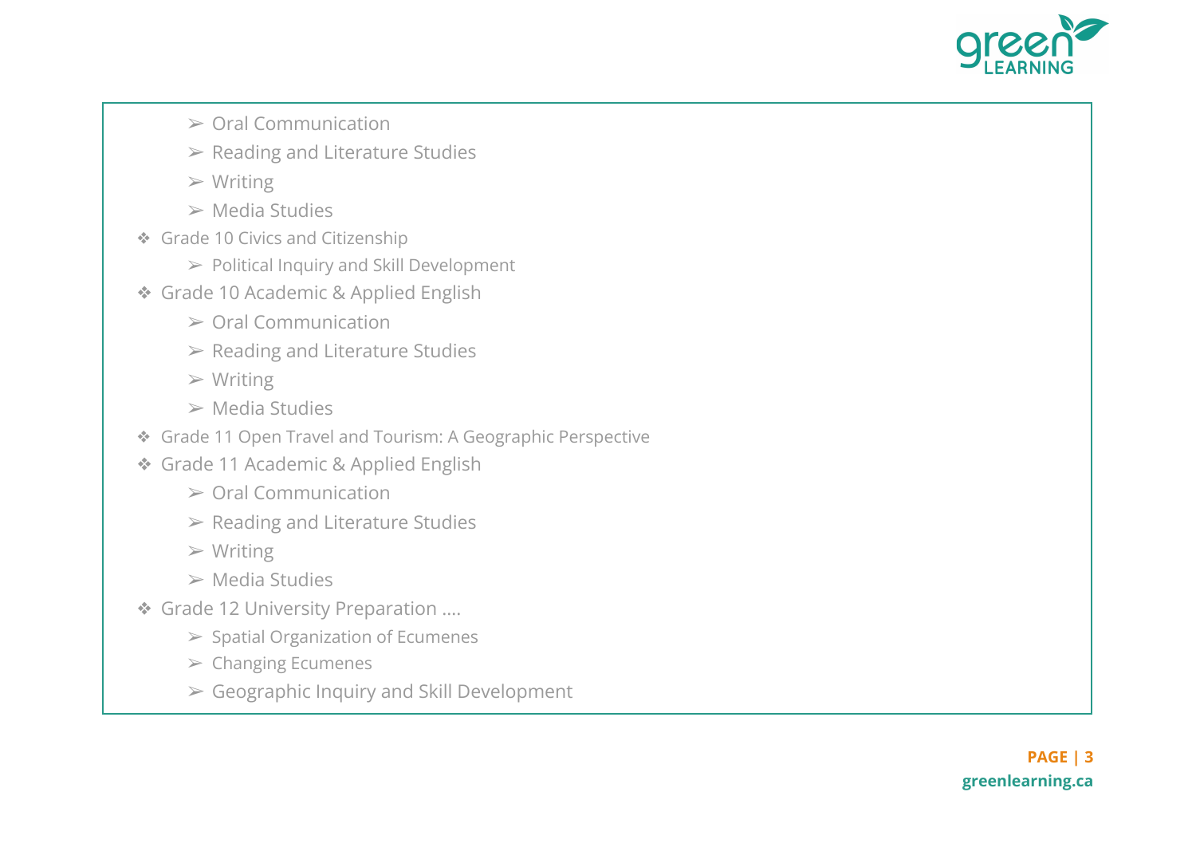- Oral Communication
- Reading and Literature Studies
- Writing
- Media Studies

- Grade 10 Civics and Citizenship
  - Political Inquiry and Skill Development
- Grade 10 Academic & Applied English
  - Oral Communication
  - Reading and Literature Studies
  - Writing
  - Media Studies
- Grade 11 Open Travel and Tourism: A Geographic Perspective
- Grade 11 Academic & Applied English
  - Oral Communication
  - Reading and Literature Studies
  - Writing
  - Media Studies
- Grade 12 University Preparation ....
  - Spatial Organization of Ecumenes
  - Changing Ecumenes
  - Geographic Inquiry and Skill Development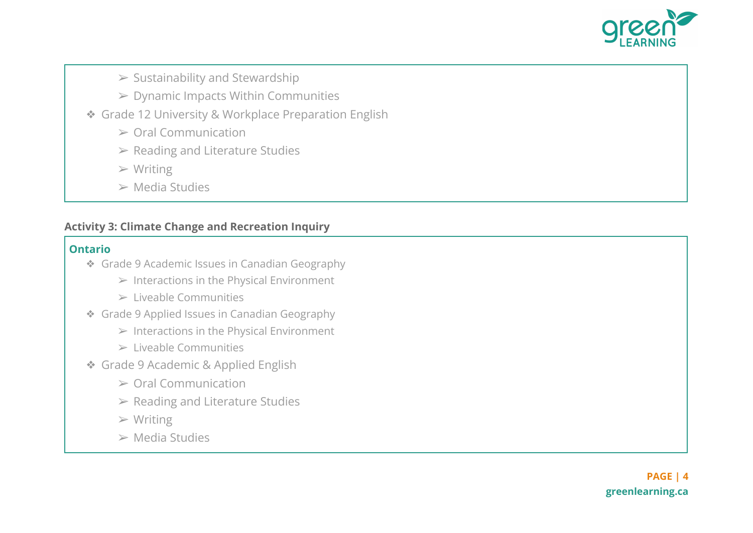- Sustainability and Stewardship
  - Dynamic Impacts Within Communities
- Grade 12 University & Workplace Preparation English
  - Oral Communication
  - Reading and Literature Studies
  - Writing
  - Media Studies

**Activity 3: Climate Change and Recreation Inquiry**

**Ontario**

- Grade 9 Academic Issues in Canadian Geography
  - Interactions in the Physical Environment
  - Liveable Communities
- Grade 9 Applied Issues in Canadian Geography
  - Interactions in the Physical Environment
  - Liveable Communities
- Grade 9 Academic & Applied English
  - Oral Communication
  - Reading and Literature Studies
  - Writing
  - Media Studies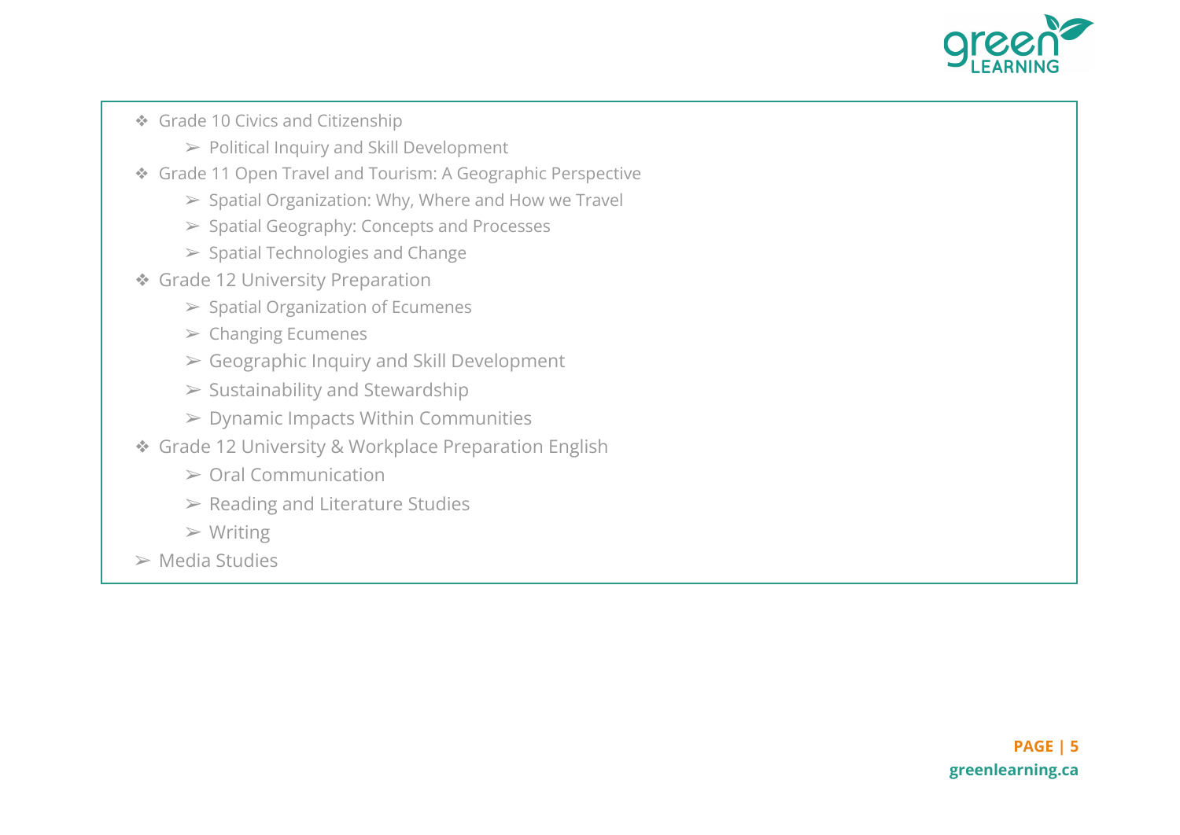- Grade 10 Civics and Citizenship
    - Political Inquiry and Skill Development
- Grade 11 Open Travel and Tourism: A Geographic Perspective
    - Spatial Organization: Why, Where and How we Travel
    - Spatial Geography: Concepts and Processes
    - Spatial Technologies and Change
- Grade 12 University Preparation
    - Spatial Organization of Ecumenes
    - Changing Ecumenes
    - Geographic Inquiry and Skill Development
    - Sustainability and Stewardship
    - Dynamic Impacts Within Communities
- Grade 12 University & Workplace Preparation English
    - Oral Communication
    - Reading and Literature Studies
    - Writing
- Media Studies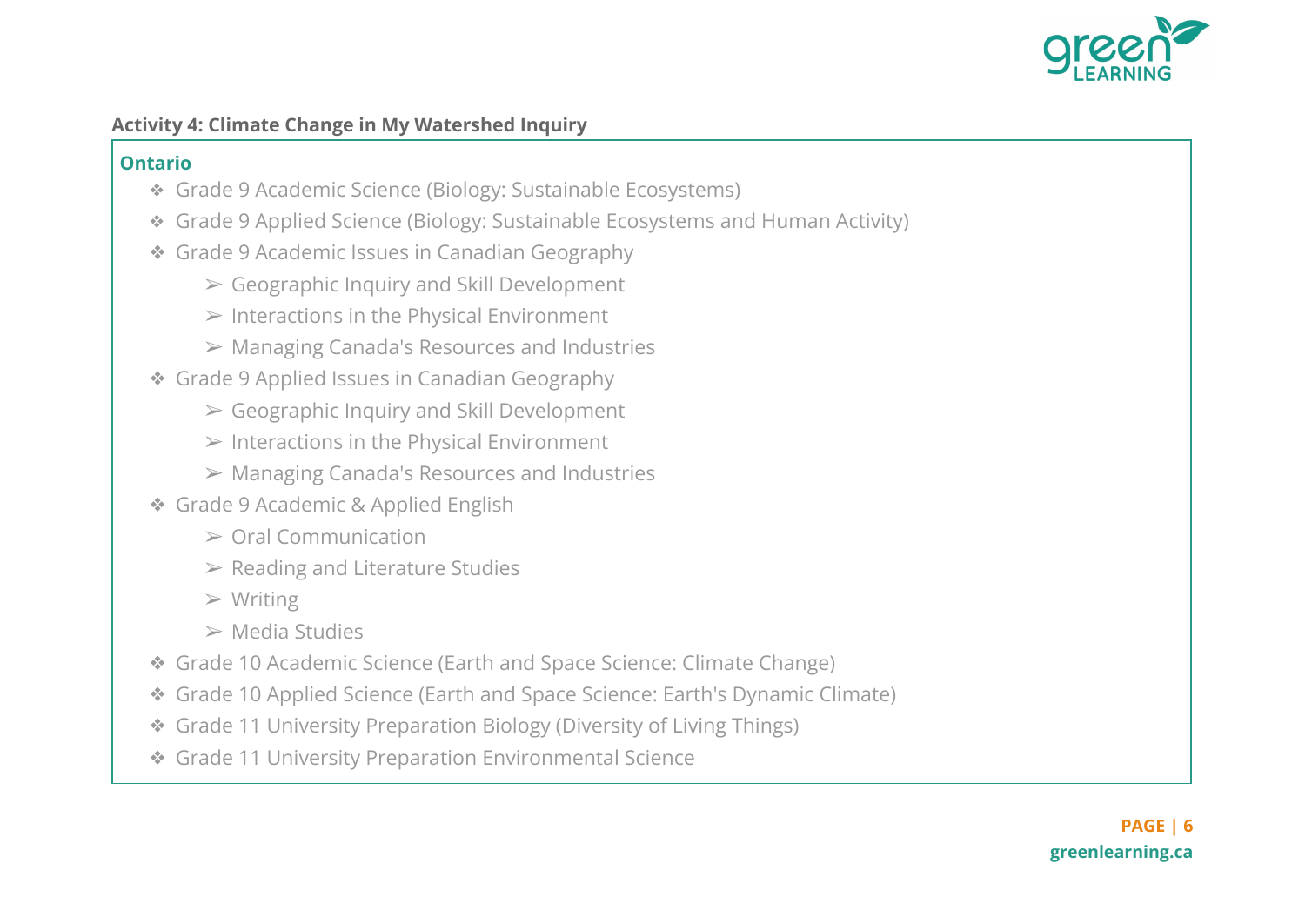**Activity 4: Climate Change in My Watershed Inquiry**

**Ontario**

- Grade 9 Academic Science (Biology: Sustainable Ecosystems)
- Grade 9 Applied Science (Biology: Sustainable Ecosystems and Human Activity)
- Grade 9 Academic Issues in Canadian Geography
  - Geographic Inquiry and Skill Development
  - Interactions in the Physical Environment
  - Managing Canada's Resources and Industries
- Grade 9 Applied Issues in Canadian Geography
  - Geographic Inquiry and Skill Development
  - Interactions in the Physical Environment
  - Managing Canada's Resources and Industries
- Grade 9 Academic & Applied English
  - Oral Communication
  - Reading and Literature Studies
  - Writing
  - Media Studies
- Grade 10 Academic Science (Earth and Space Science: Climate Change)
- Grade 10 Applied Science (Earth and Space Science: Earth's Dynamic Climate)
- Grade 11 University Preparation Biology (Diversity of Living Things)
- Grade 11 University Preparation Environmental Science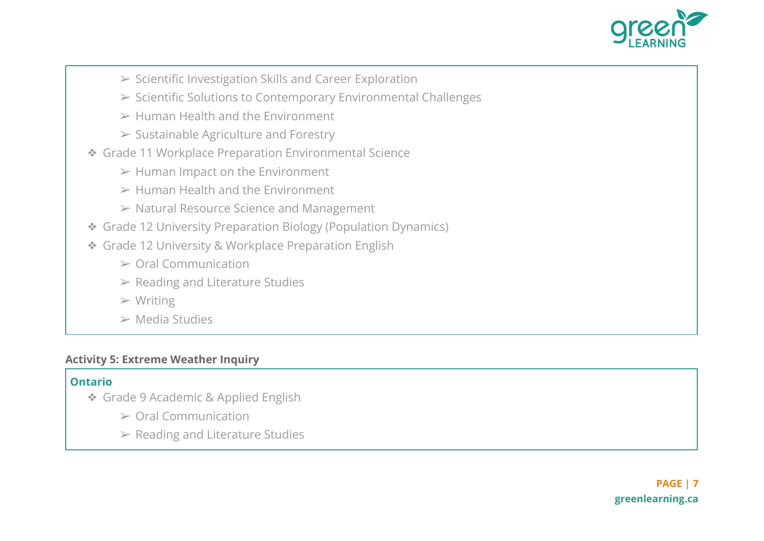- Scientific Investigation Skills and Career Exploration
    - Scientific Solutions to Contemporary Environmental Challenges
    - Human Health and the Environment
    - Sustainable Agriculture and Forestry
- Grade 11 Workplace Preparation Environmental Science
    - Human Impact on the Environment
    - Human Health and the Environment
    - Natural Resource Science and Management
- Grade 12 University Preparation Biology (Population Dynamics)
- Grade 12 University & Workplace Preparation English
    - Oral Communication
    - Reading and Literature Studies
    - Writing
    - Media Studies

**Activity 5: Extreme Weather Inquiry**

**Ontario**

- Grade 9 Academic & Applied English
    - Oral Communication
    - Reading and Literature Studies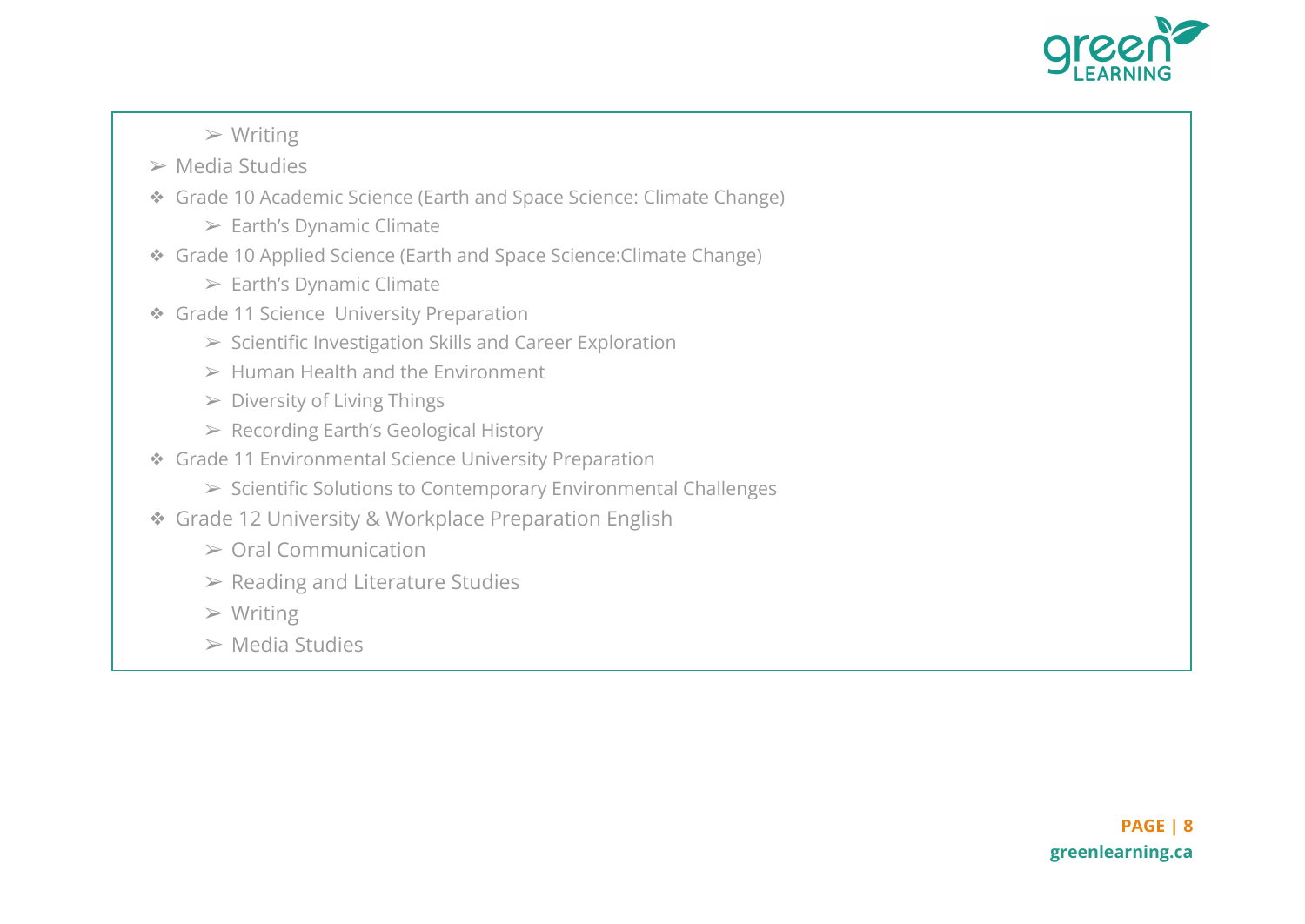- Writing
  - Media Studies
- Grade 10 Academic Science (Earth and Space Science: Climate Change)
  - Earth's Dynamic Climate
- Grade 10 Applied Science (Earth and Space Science:Climate Change)
  - Earth's Dynamic Climate
- Grade 11 Science  University Preparation
  - Scientific Investigation Skills and Career Exploration
  - Human Health and the Environment
  - Diversity of Living Things
  - Recording Earth's Geological History
- Grade 11 Environmental Science University Preparation
  - Scientific Solutions to Contemporary Environmental Challenges
- Grade 12 University & Workplace Preparation English
  - Oral Communication
  - Reading and Literature Studies
  - Writing
  - Media Studies